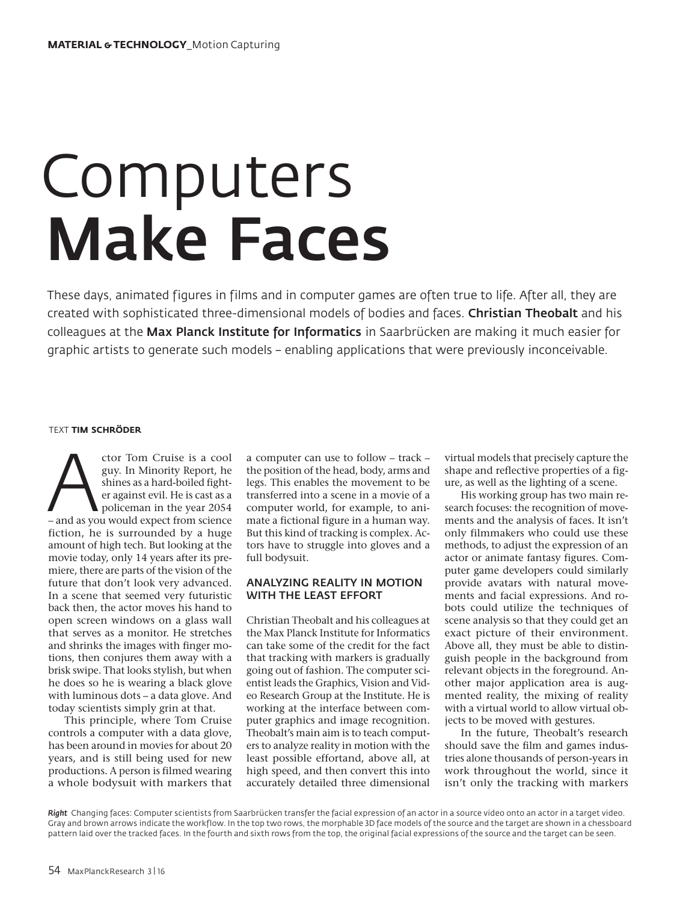# Computers **Make Faces**

These days, animated figures in films and in computer games are often true to life. After all, they are created with sophisticated three-dimensional models of bodies and faces. **Christian Theobalt** and his colleagues at the **Max Planck Institute for Informatics** in Saarbrücken are making it much easier for graphic artists to generate such models – enabling applications that were previously inconceivable.

TEXT **TIM SCHRÖDER**

Actor Tom Cruise is a cool guy. In Minority Report, he shines as a hard-boiled fighter against evil. He is cast as a policeman in the year 2054 – and as you would expect from science fiction, he is surrounded by a huge amount of high tech. But looking at the movie today, only 14 years after its premiere, there are parts of the vision of the future that don't look very advanced. In a scene that seemed very futuristic back then, the actor moves his hand to open screen windows on a glass wall that serves as a monitor. He stretches and shrinks the images with finger motions, then conjures them away with a brisk swipe. That looks stylish, but when he does so he is wearing a black glove with luminous dots – a data glove. And today scientists simply grin at that.

This principle, where Tom Cruise controls a computer with a data glove, has been around in movies for about 20 years, and is still being used for new productions. A person is filmed wearing a whole bodysuit with markers that a computer can use to follow – track – the position of the head, body, arms and legs. This enables the movement to be transferred into a scene in a movie of a computer world, for example, to animate a fictional figure in a human way. But this kind of tracking is complex. Actors have to struggle into gloves and a full bodysuit.

## ANALYZING REALITY IN MOTION WITH THE LEAST EFFORT

Christian Theobalt and his colleagues at the Max Planck Institute for Informatics can take some of the credit for the fact that tracking with markers is gradually going out of fashion. The computer scientist leads the Graphics, Vision and Video Research Group at the Institute. He is working at the interface between computer graphics and image recognition. Theobalt's main aim is to teach computers to analyze reality in motion with the least possible effortand, above all, at high speed, and then convert this into accurately detailed three dimensional virtual models that precisely capture the shape and reflective properties of a figure, as well as the lighting of a scene.

His working group has two main research focuses: the recognition of movements and the analysis of faces. It isn't only filmmakers who could use these methods, to adjust the expression of an actor or animate fantasy figures. Computer game developers could similarly provide avatars with natural movements and facial expressions. And robots could utilize the techniques of scene analysis so that they could get an exact picture of their environment. Above all, they must be able to distinguish people in the background from relevant objects in the foreground. Another major application area is augmented reality, the mixing of reality with a virtual world to allow virtual objects to be moved with gestures.

In the future, Theobalt's research should save the film and games industries alone thousands of person-years in work throughout the world, since it isn't only the tracking with markers

***Right*** Changing faces: Computer scientists from Saarbrücken transfer the facial expression of an actor in a source video onto an actor in a target video. Gray and brown arrows indicate the workflow. In the top two rows, the morphable 3D face models of the source and the target are shown in a chessboard pattern laid over the tracked faces. In the fourth and sixth rows from the top, the original facial expressions of the source and the target can be seen.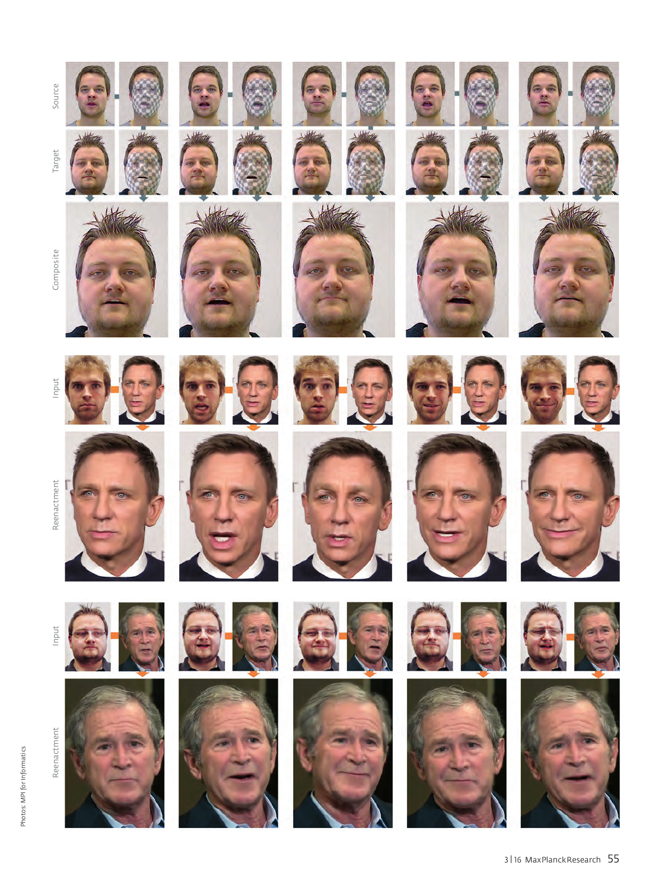Photos: MPI for Informatics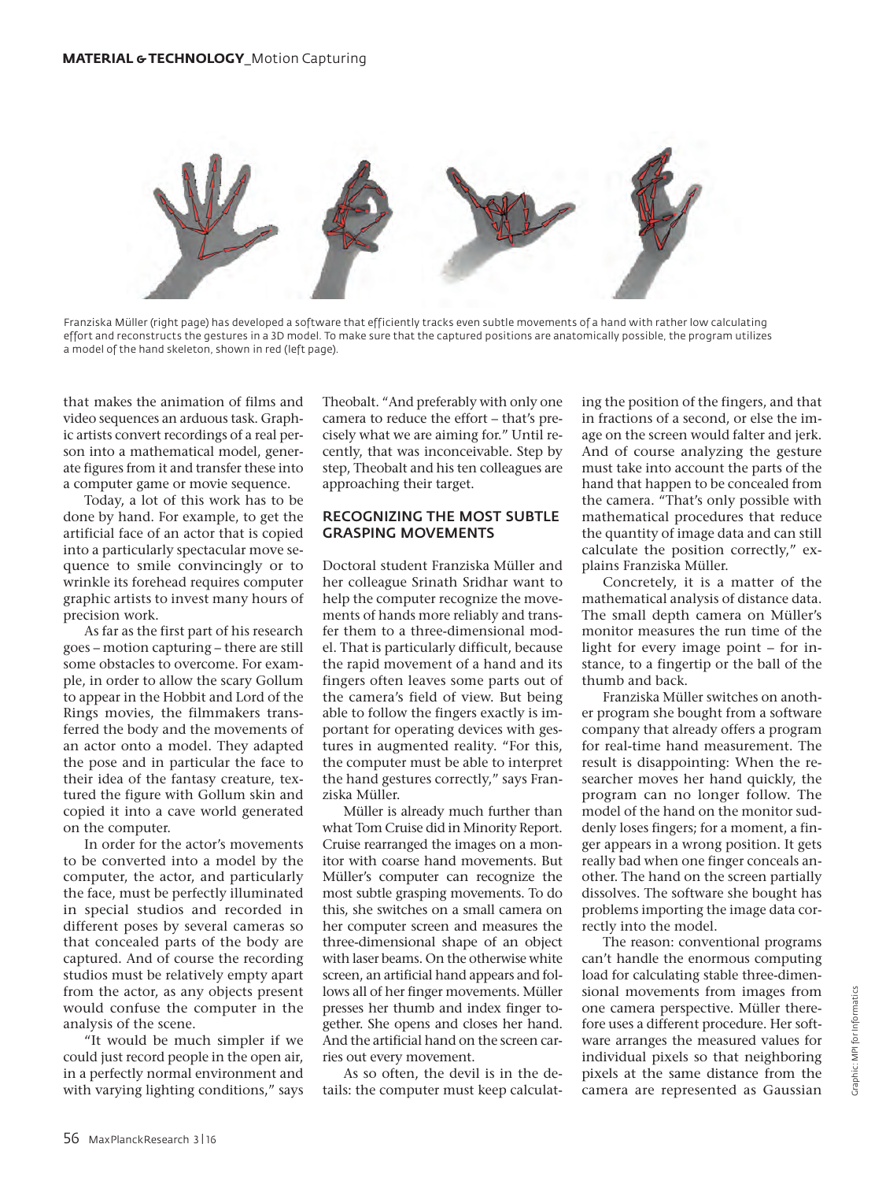Franziska Müller (right page) has developed a software that efficiently tracks even subtle movements of a hand with rather low calculating effort and reconstructs the gestures in a 3D model. To make sure that the captured positions are anatomically possible, the program utilizes a model of the hand skeleton, shown in red (left page).

that makes the animation of films and video sequences an arduous task. Graphic artists convert recordings of a real person into a mathematical model, generate figures from it and transfer these into a computer game or movie sequence.

Today, a lot of this work has to be done by hand. For example, to get the artificial face of an actor that is copied into a particularly spectacular move sequence to smile convincingly or to wrinkle its forehead requires computer graphic artists to invest many hours of precision work.

As far as the first part of his research goes – motion capturing – there are still some obstacles to overcome. For example, in order to allow the scary Gollum to appear in the Hobbit and Lord of the Rings movies, the filmmakers transferred the body and the movements of an actor onto a model. They adapted the pose and in particular the face to their idea of the fantasy creature, textured the figure with Gollum skin and copied it into a cave world generated on the computer.

In order for the actor's movements to be converted into a model by the computer, the actor, and particularly the face, must be perfectly illuminated in special studios and recorded in different poses by several cameras so that concealed parts of the body are captured. And of course the recording studios must be relatively empty apart from the actor, as any objects present would confuse the computer in the analysis of the scene.

"It would be much simpler if we could just record people in the open air, in a perfectly normal environment and with varying lighting conditions," says Theobalt. "And preferably with only one camera to reduce the effort – that's precisely what we are aiming for." Until recently, that was inconceivable. Step by step, Theobalt and his ten colleagues are approaching their target.

## RECOGNIZING THE MOST SUBTLE GRASPING MOVEMENTS

Doctoral student Franziska Müller and her colleague Srinath Sridhar want to help the computer recognize the movements of hands more reliably and transfer them to a three-dimensional model. That is particularly difficult, because the rapid movement of a hand and its fingers often leaves some parts out of the camera's field of view. But being able to follow the fingers exactly is important for operating devices with gestures in augmented reality. "For this, the computer must be able to interpret the hand gestures correctly," says Franziska Müller.

Müller is already much further than what Tom Cruise did in Minority Report. Cruise rearranged the images on a monitor with coarse hand movements. But Müller's computer can recognize the most subtle grasping movements. To do this, she switches on a small camera on her computer screen and measures the three-dimensional shape of an object with laser beams. On the otherwise white screen, an artificial hand appears and follows all of her finger movements. Müller presses her thumb and index finger together. She opens and closes her hand. And the artificial hand on the screen carries out every movement.

As so often, the devil is in the details: the computer must keep calculating the position of the fingers, and that in fractions of a second, or else the image on the screen would falter and jerk. And of course analyzing the gesture must take into account the parts of the hand that happen to be concealed from the camera. "That's only possible with mathematical procedures that reduce the quantity of image data and can still calculate the position correctly," explains Franziska Müller.

Concretely, it is a matter of the mathematical analysis of distance data. The small depth camera on Müller's monitor measures the run time of the light for every image point – for instance, to a fingertip or the ball of the thumb and back.

Franziska Müller switches on another program she bought from a software company that already offers a program for real-time hand measurement. The result is disappointing: When the researcher moves her hand quickly, the program can no longer follow. The model of the hand on the monitor suddenly loses fingers; for a moment, a finger appears in a wrong position. It gets really bad when one finger conceals another. The hand on the screen partially dissolves. The software she bought has problems importing the image data correctly into the model.

The reason: conventional programs can't handle the enormous computing load for calculating stable three-dimensional movements from images from one camera perspective. Müller therefore uses a different procedure. Her software arranges the measured values for individual pixels so that neighboring pixels at the same distance from the camera are represented as Gaussian

Graphic: MPI for Informatics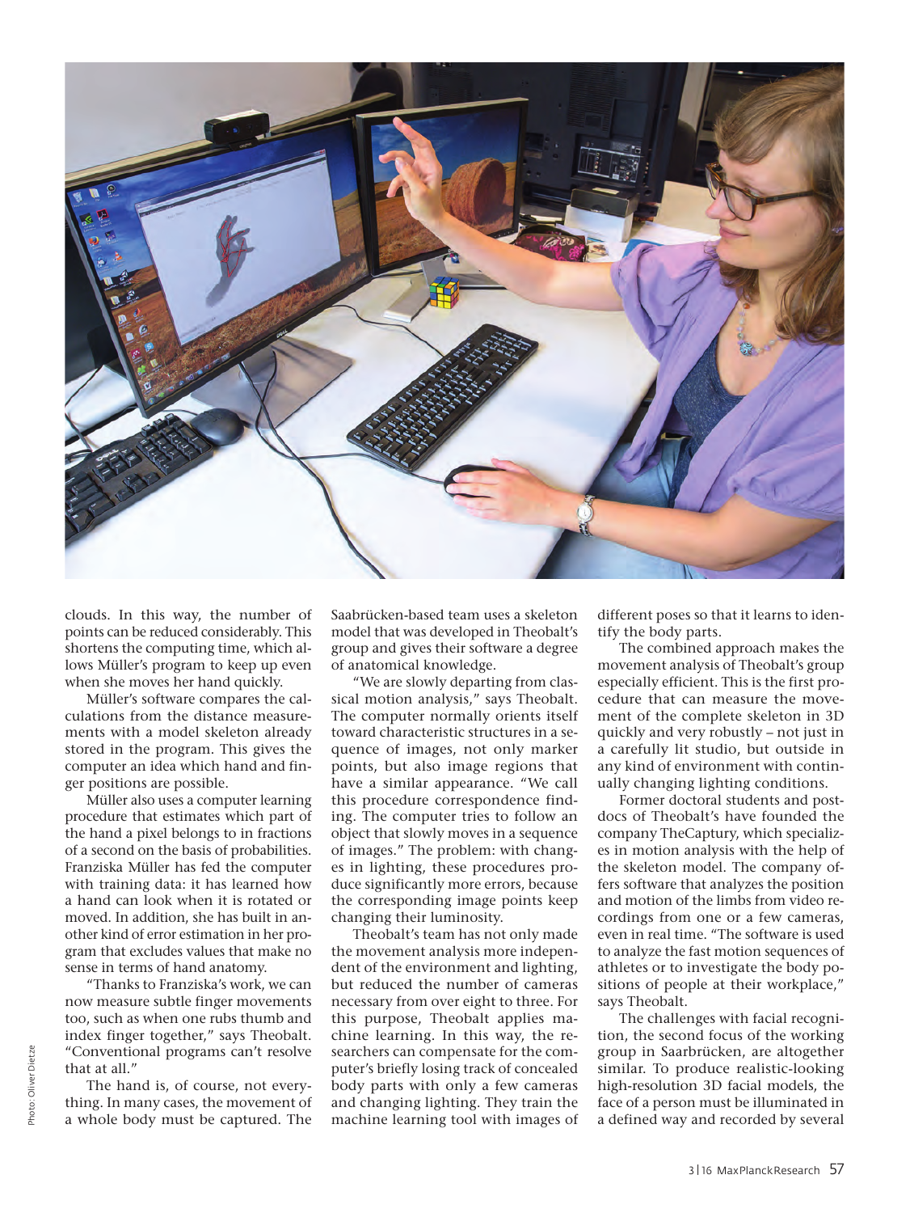clouds. In this way, the number of points can be reduced considerably. This shortens the computing time, which allows Müller's program to keep up even when she moves her hand quickly.

Müller's software compares the calculations from the distance measurements with a model skeleton already stored in the program. This gives the computer an idea which hand and finger positions are possible.

Müller also uses a computer learning procedure that estimates which part of the hand a pixel belongs to in fractions of a second on the basis of probabilities. Franziska Müller has fed the computer with training data: it has learned how a hand can look when it is rotated or moved. In addition, she has built in another kind of error estimation in her program that excludes values that make no sense in terms of hand anatomy.

"Thanks to Franziska's work, we can now measure subtle finger movements too, such as when one rubs thumb and index finger together," says Theobalt. "Conventional programs can't resolve that at all."

The hand is, of course, not everything. In many cases, the movement of a whole body must be captured. The Saarbrücken-based team uses a skeleton model that was developed in Theobalt's group and gives their software a degree of anatomical knowledge.

"We are slowly departing from classical motion analysis," says Theobalt. The computer normally orients itself toward characteristic structures in a sequence of images, not only marker points, but also image regions that have a similar appearance. "We call this procedure correspondence finding. The computer tries to follow an object that slowly moves in a sequence of images." The problem: with changes in lighting, these procedures produce significantly more errors, because the corresponding image points keep changing their luminosity.

Theobalt's team has not only made the movement analysis more independent of the environment and lighting, but reduced the number of cameras necessary from over eight to three. For this purpose, Theobalt applies machine learning. In this way, the researchers can compensate for the computer's briefly losing track of concealed body parts with only a few cameras and changing lighting. They train the machine learning tool with images of different poses so that it learns to identify the body parts.

The combined approach makes the movement analysis of Theobalt's group especially efficient. This is the first procedure that can measure the movement of the complete skeleton in 3D quickly and very robustly – not just in a carefully lit studio, but outside in any kind of environment with continually changing lighting conditions.

Former doctoral students and postdocs of Theobalt's have founded the company TheCaptury, which specializes in motion analysis with the help of the skeleton model. The company offers software that analyzes the position and motion of the limbs from video recordings from one or a few cameras, even in real time. "The software is used to analyze the fast motion sequences of athletes or to investigate the body positions of people at their workplace," says Theobalt.

The challenges with facial recognition, the second focus of the working group in Saarbrücken, are altogether similar. To produce realistic-looking high-resolution 3D facial models, the face of a person must be illuminated in a defined way and recorded by several

Photo: Oliver Dietze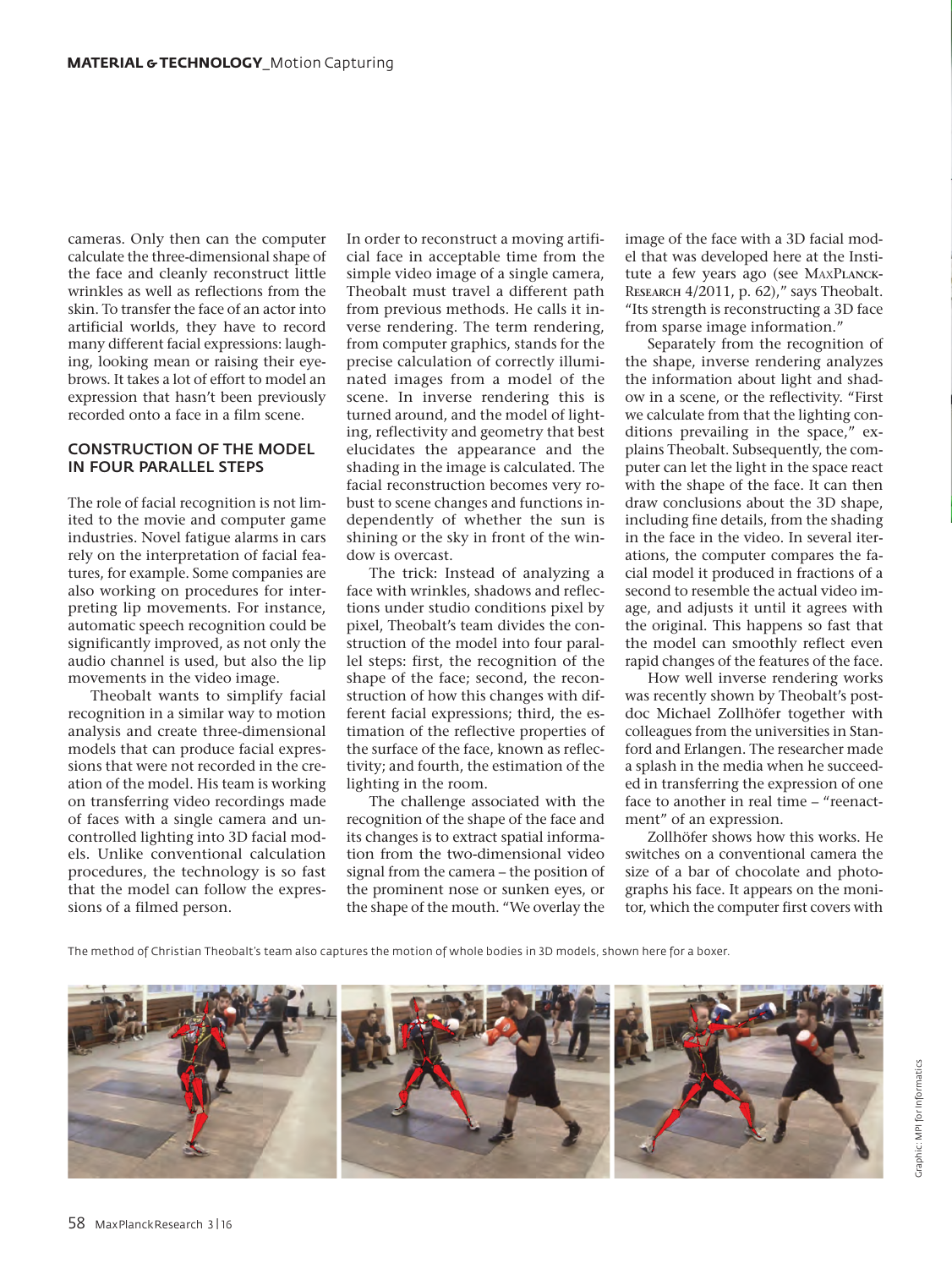cameras. Only then can the computer calculate the three-dimensional shape of the face and cleanly reconstruct little wrinkles as well as reflections from the skin. To transfer the face of an actor into artificial worlds, they have to record many different facial expressions: laughing, looking mean or raising their eyebrows. It takes a lot of effort to model an expression that hasn't been previously recorded onto a face in a film scene.

## CONSTRUCTION OF THE MODEL IN FOUR PARALLEL STEPS

The role of facial recognition is not limited to the movie and computer game industries. Novel fatigue alarms in cars rely on the interpretation of facial features, for example. Some companies are also working on procedures for interpreting lip movements. For instance, automatic speech recognition could be significantly improved, as not only the audio channel is used, but also the lip movements in the video image.

Theobalt wants to simplify facial recognition in a similar way to motion analysis and create three-dimensional models that can produce facial expressions that were not recorded in the creation of the model. His team is working on transferring video recordings made of faces with a single camera and uncontrolled lighting into 3D facial models. Unlike conventional calculation procedures, the technology is so fast that the model can follow the expressions of a filmed person.

In order to reconstruct a moving artificial face in acceptable time from the simple video image of a single camera, Theobalt must travel a different path from previous methods. He calls it inverse rendering. The term rendering, from computer graphics, stands for the precise calculation of correctly illuminated images from a model of the scene. In inverse rendering this is turned around, and the model of lighting, reflectivity and geometry that best elucidates the appearance and the shading in the image is calculated. The facial reconstruction becomes very robust to scene changes and functions independently of whether the sun is shining or the sky in front of the window is overcast.

The trick: Instead of analyzing a face with wrinkles, shadows and reflections under studio conditions pixel by pixel, Theobalt's team divides the construction of the model into four parallel steps: first, the recognition of the shape of the face; second, the reconstruction of how this changes with different facial expressions; third, the estimation of the reflective properties of the surface of the face, known as reflectivity; and fourth, the estimation of the lighting in the room.

The challenge associated with the recognition of the shape of the face and its changes is to extract spatial information from the two-dimensional video signal from the camera – the position of the prominent nose or sunken eyes, or the shape of the mouth. "We overlay the image of the face with a 3D facial model that was developed here at the Institute a few years ago (see MaxPlanck-Research 4/2011, p. 62)," says Theobalt. "Its strength is reconstructing a 3D face from sparse image information."

Separately from the recognition of the shape, inverse rendering analyzes the information about light and shadow in a scene, or the reflectivity. "First we calculate from that the lighting conditions prevailing in the space," explains Theobalt. Subsequently, the computer can let the light in the space react with the shape of the face. It can then draw conclusions about the 3D shape, including fine details, from the shading in the face in the video. In several iterations, the computer compares the facial model it produced in fractions of a second to resemble the actual video image, and adjusts it until it agrees with the original. This happens so fast that the model can smoothly reflect even rapid changes of the features of the face.

How well inverse rendering works was recently shown by Theobalt's postdoc Michael Zollhöfer together with colleagues from the universities in Stanford and Erlangen. The researcher made a splash in the media when he succeeded in transferring the expression of one face to another in real time – "reenactment" of an expression.

Zollhöfer shows how this works. He switches on a conventional camera the size of a bar of chocolate and photographs his face. It appears on the monitor, which the computer first covers with

The method of Christian Theobalt's team also captures the motion of whole bodies in 3D models, shown here for a boxer.

Graphic: MPI for Informatics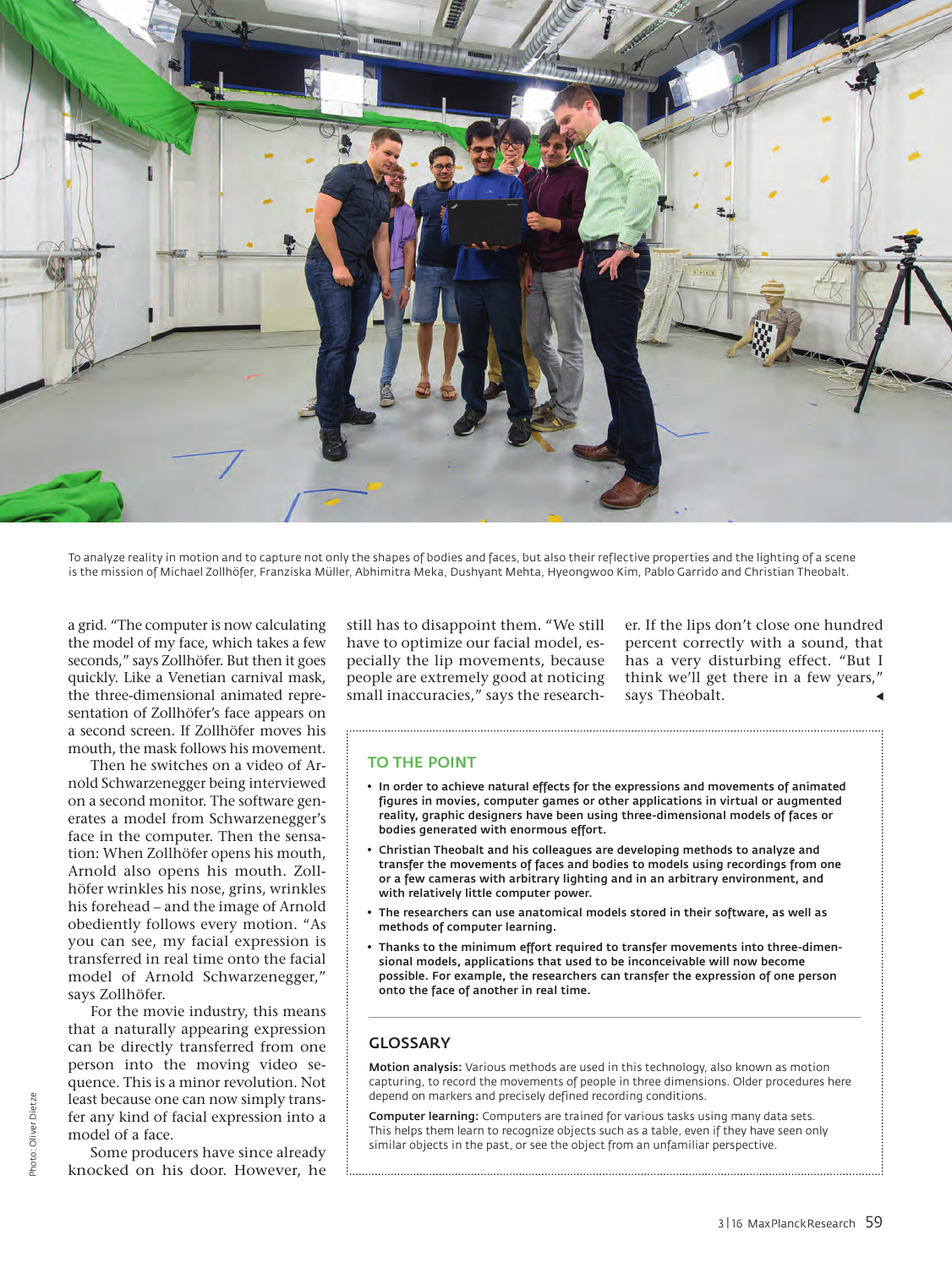To analyze reality in motion and to capture not only the shapes of bodies and faces, but also their reflective properties and the lighting of a scene is the mission of Michael Zollhöfer, Franziska Müller, Abhimitra Meka, Dushyant Mehta, Hyeongwoo Kim, Pablo Garrido and Christian Theobalt.

a grid. "The computer is now calculating the model of my face, which takes a few seconds," says Zollhöfer. But then it goes quickly. Like a Venetian carnival mask, the three-dimensional animated representation of Zollhöfer's face appears on a second screen. If Zollhöfer moves his mouth, the mask follows his movement.

Then he switches on a video of Arnold Schwarzenegger being interviewed on a second monitor. The software generates a model from Schwarzenegger's face in the computer. Then the sensation: When Zollhöfer opens his mouth, Arnold also opens his mouth. Zollhöfer wrinkles his nose, grins, wrinkles his forehead – and the image of Arnold obediently follows every motion. "As you can see, my facial expression is transferred in real time onto the facial model of Arnold Schwarzenegger," says Zollhöfer.

For the movie industry, this means that a naturally appearing expression can be directly transferred from one person into the moving video sequence. This is a minor revolution. Not least because one can now simply transfer any kind of facial expression into a model of a face.

Some producers have since already knocked on his door. However, he still has to disappoint them. "We still have to optimize our facial model, especially the lip movements, because people are extremely good at noticing small inaccuracies," says the researcher. If the lips don't close one hundred percent correctly with a sound, that has a very disturbing effect. "But I think we'll get there in a few years," says Theobalt.

## TO THE POINT

- **In order to achieve natural effects for the expressions and movements of animated figures in movies, computer games or other applications in virtual or augmented reality, graphic designers have been using three-dimensional models of faces or bodies generated with enormous effort.**
- **Christian Theobalt and his colleagues are developing methods to analyze and transfer the movements of faces and bodies to models using recordings from one or a few cameras with arbitrary lighting and in an arbitrary environment, and with relatively little computer power.**
- **The researchers can use anatomical models stored in their software, as well as methods of computer learning.**
- **Thanks to the minimum effort required to transfer movements into three-dimensional models, applications that used to be inconceivable will now become possible. For example, the researchers can transfer the expression of one person onto the face of another in real time.**

## GLOSSARY

**Motion analysis:** Various methods are used in this technology, also known as motion capturing, to record the movements of people in three dimensions. Older procedures here depend on markers and precisely defined recording conditions.

**Computer learning:** Computers are trained for various tasks using many data sets. This helps them learn to recognize objects such as a table, even if they have seen only similar objects in the past, or see the object from an unfamiliar perspective.

Photo: Oliver Dietze